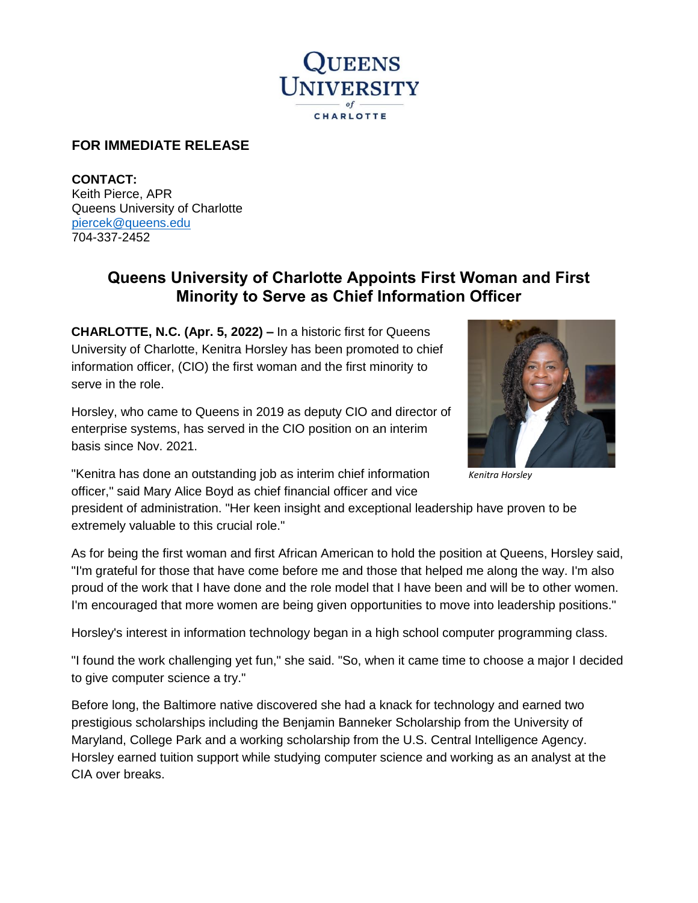QUEENS UNIVERSITY of CHARLOTTE

**FOR IMMEDIATE RELEASE**

**CONTACT:**
Keith Pierce, APR
Queens University of Charlotte
[piercek@queens.edu](mailto:piercek@queens.edu)
704-337-2452

## Queens University of Charlotte Appoints First Woman and First Minority to Serve as Chief Information Officer

**CHARLOTTE, N.C. (Apr. 5, 2022) –** In a historic first for Queens University of Charlotte, Kenitra Horsley has been promoted to chief information officer, (CIO) the first woman and the first minority to serve in the role.

Horsley, who came to Queens in 2019 as deputy CIO and director of enterprise systems, has served in the CIO position on an interim basis since Nov. 2021.

*Kenitra Horsley*

"Kenitra has done an outstanding job as interim chief information officer," said Mary Alice Boyd as chief financial officer and vice president of administration. "Her keen insight and exceptional leadership have proven to be extremely valuable to this crucial role."

As for being the first woman and first African American to hold the position at Queens, Horsley said, "I'm grateful for those that have come before me and those that helped me along the way. I'm also proud of the work that I have done and the role model that I have been and will be to other women. I'm encouraged that more women are being given opportunities to move into leadership positions."

Horsley's interest in information technology began in a high school computer programming class.

"I found the work challenging yet fun," she said. "So, when it came time to choose a major I decided to give computer science a try."

Before long, the Baltimore native discovered she had a knack for technology and earned two prestigious scholarships including the Benjamin Banneker Scholarship from the University of Maryland, College Park and a working scholarship from the U.S. Central Intelligence Agency. Horsley earned tuition support while studying computer science and working as an analyst at the CIA over breaks.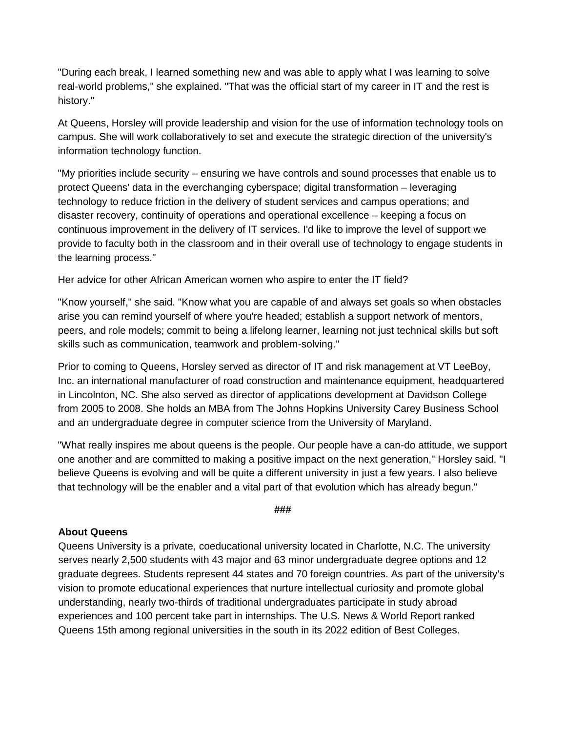"During each break, I learned something new and was able to apply what I was learning to solve real-world problems," she explained. "That was the official start of my career in IT and the rest is history."

At Queens, Horsley will provide leadership and vision for the use of information technology tools on campus. She will work collaboratively to set and execute the strategic direction of the university's information technology function.

"My priorities include security – ensuring we have controls and sound processes that enable us to protect Queens' data in the everchanging cyberspace; digital transformation – leveraging technology to reduce friction in the delivery of student services and campus operations; and disaster recovery, continuity of operations and operational excellence – keeping a focus on continuous improvement in the delivery of IT services. I'd like to improve the level of support we provide to faculty both in the classroom and in their overall use of technology to engage students in the learning process."

Her advice for other African American women who aspire to enter the IT field?

"Know yourself," she said. "Know what you are capable of and always set goals so when obstacles arise you can remind yourself of where you're headed; establish a support network of mentors, peers, and role models; commit to being a lifelong learner, learning not just technical skills but soft skills such as communication, teamwork and problem-solving."

Prior to coming to Queens, Horsley served as director of IT and risk management at VT LeeBoy, Inc. an international manufacturer of road construction and maintenance equipment, headquartered in Lincolnton, NC. She also served as director of applications development at Davidson College from 2005 to 2008. She holds an MBA from The Johns Hopkins University Carey Business School and an undergraduate degree in computer science from the University of Maryland.

"What really inspires me about queens is the people. Our people have a can-do attitude, we support one another and are committed to making a positive impact on the next generation," Horsley said. "I believe Queens is evolving and will be quite a different university in just a few years. I also believe that technology will be the enabler and a vital part of that evolution which has already begun."

###

**About Queens**

Queens University is a private, coeducational university located in Charlotte, N.C. The university serves nearly 2,500 students with 43 major and 63 minor undergraduate degree options and 12 graduate degrees. Students represent 44 states and 70 foreign countries. As part of the university's vision to promote educational experiences that nurture intellectual curiosity and promote global understanding, nearly two-thirds of traditional undergraduates participate in study abroad experiences and 100 percent take part in internships. The U.S. News & World Report ranked Queens 15th among regional universities in the south in its 2022 edition of Best Colleges.